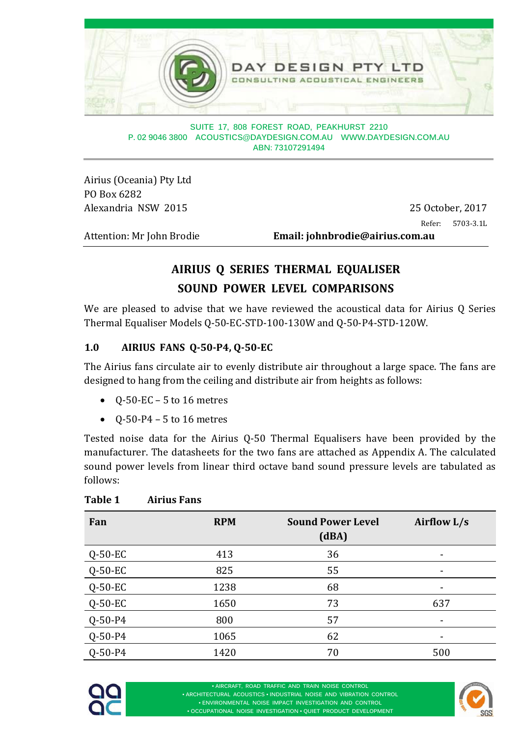DAY DESIGN PTY LTD
CONSULTING ACOUSTICAL ENGINEERS

SUITE 17, 808 FOREST ROAD, PEAKHURST 2210
P. 02 9046 3800 ACOUSTICS@DAYDESIGN.COM.AU WWW.DAYDESIGN.COM.AU
ABN: 73107291494

Airius (Oceania) Pty Ltd
PO Box 6282
Alexandria NSW 2015

25 October, 2017

Refer: 5703-3.1L

Attention: Mr John Brodie **Email: johnbrodie@airius.com.au**

## AIRIUS Q SERIES THERMAL EQUALISER SOUND POWER LEVEL COMPARISONS

We are pleased to advise that we have reviewed the acoustical data for Airius Q Series Thermal Equaliser Models Q-50-EC-STD-100-130W and Q-50-P4-STD-120W.

### 1.0 AIRIUS FANS Q-50-P4, Q-50-EC

The Airius fans circulate air to evenly distribute air throughout a large space. The fans are designed to hang from the ceiling and distribute air from heights as follows:

- Q-50-EC – 5 to 16 metres
- Q-50-P4 – 5 to 16 metres

Tested noise data for the Airius Q-50 Thermal Equalisers have been provided by the manufacturer. The datasheets for the two fans are attached as Appendix A. The calculated sound power levels from linear third octave band sound pressure levels are tabulated as follows:

**Table 1 Airius Fans**

| Fan | RPM | Sound Power Level (dBA) | Airflow L/s |
|---|---|---|---|
| Q-50-EC | 413 | 36 | - |
| Q-50-EC | 825 | 55 | - |
| Q-50-EC | 1238 | 68 | - |
| Q-50-EC | 1650 | 73 | 637 |
| Q-50-P4 | 800 | 57 | - |
| Q-50-P4 | 1065 | 62 | - |
| Q-50-P4 | 1420 | 70 | 500 |

• AIRCRAFT, ROAD TRAFFIC AND TRAIN NOISE CONTROL
• ARCHITECTURAL ACOUSTICS • INDUSTRIAL NOISE AND VIBRATION CONTROL
• ENVIRONMENTAL NOISE IMPACT INVESTIGATION AND CONTROL
• OCCUPATIONAL NOISE INVESTIGATION • QUIET PRODUCT DEVELOPMENT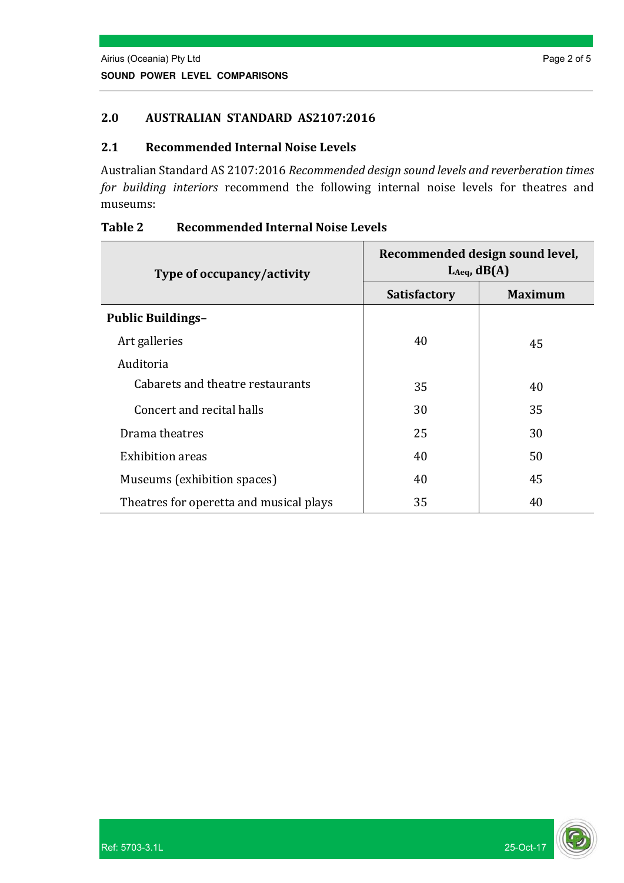## 2.0 AUSTRALIAN STANDARD AS2107:2016

### 2.1 Recommended Internal Noise Levels

Australian Standard AS 2107:2016 *Recommended design sound levels and reverberation times for building interiors* recommend the following internal noise levels for theatres and museums:

**Table 2 Recommended Internal Noise Levels**

| Type of occupancy/activity | Recommended design sound level, $L_{Aeq}$, dB(A) | |
|---|---|---|
| | Satisfactory | Maximum |
| **Public Buildings–** | | |
| Art galleries | 40 | 45 |
| Auditoria | | |
| Cabarets and theatre restaurants | 35 | 40 |
| Concert and recital halls | 30 | 35 |
| Drama theatres | 25 | 30 |
| Exhibition areas | 40 | 50 |
| Museums (exhibition spaces) | 40 | 45 |
| Theatres for operetta and musical plays | 35 | 40 |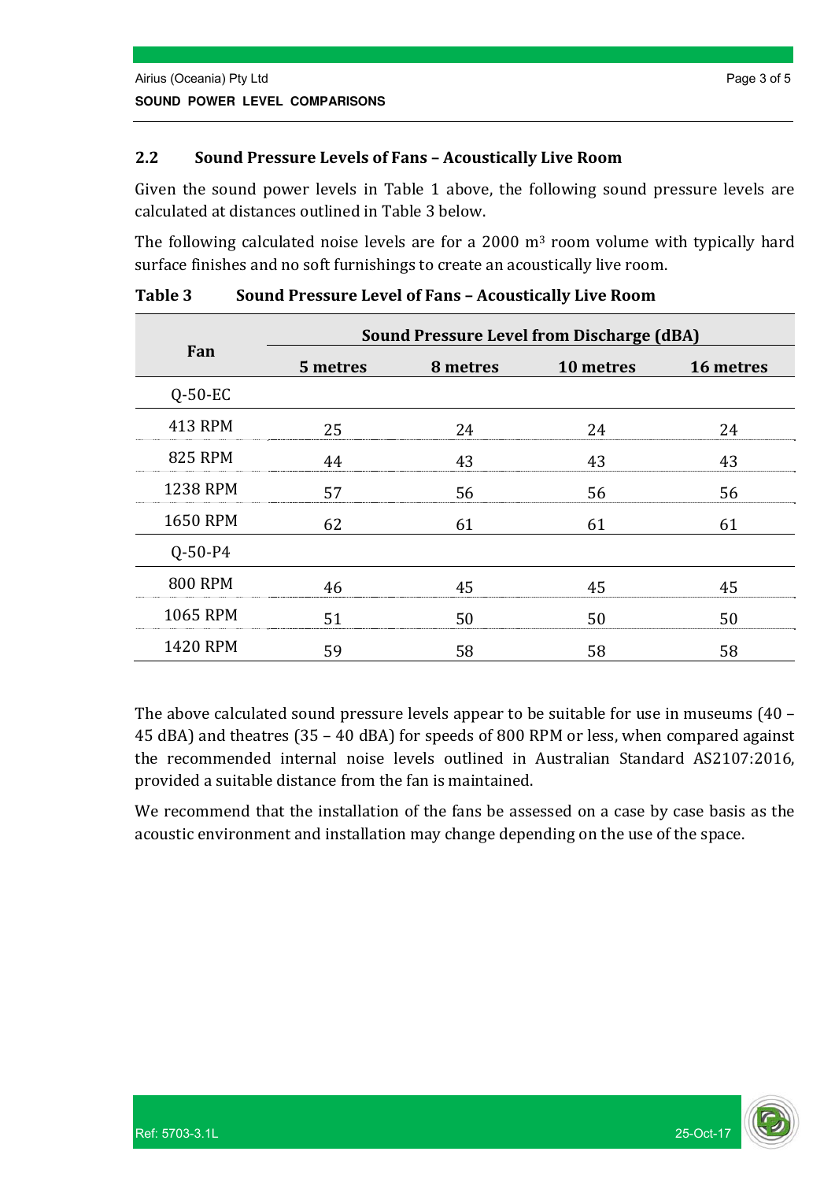## 2.2 Sound Pressure Levels of Fans – Acoustically Live Room

Given the sound power levels in Table 1 above, the following sound pressure levels are calculated at distances outlined in Table 3 below.

The following calculated noise levels are for a 2000 m$^3$ room volume with typically hard surface finishes and no soft furnishings to create an acoustically live room.

**Table 3 Sound Pressure Level of Fans – Acoustically Live Room**

| Fan | Sound Pressure Level from Discharge (dBA) | | | |
|---|---|---|---|---|
| | 5 metres | 8 metres | 10 metres | 16 metres |
| Q-50-EC | | | | |
| 413 RPM | 25 | 24 | 24 | 24 |
| 825 RPM | 44 | 43 | 43 | 43 |
| 1238 RPM | 57 | 56 | 56 | 56 |
| 1650 RPM | 62 | 61 | 61 | 61 |
| Q-50-P4 | | | | |
| 800 RPM | 46 | 45 | 45 | 45 |
| 1065 RPM | 51 | 50 | 50 | 50 |
| 1420 RPM | 59 | 58 | 58 | 58 |

The above calculated sound pressure levels appear to be suitable for use in museums (40 – 45 dBA) and theatres (35 – 40 dBA) for speeds of 800 RPM or less, when compared against the recommended internal noise levels outlined in Australian Standard AS2107:2016, provided a suitable distance from the fan is maintained.

We recommend that the installation of the fans be assessed on a case by case basis as the acoustic environment and installation may change depending on the use of the space.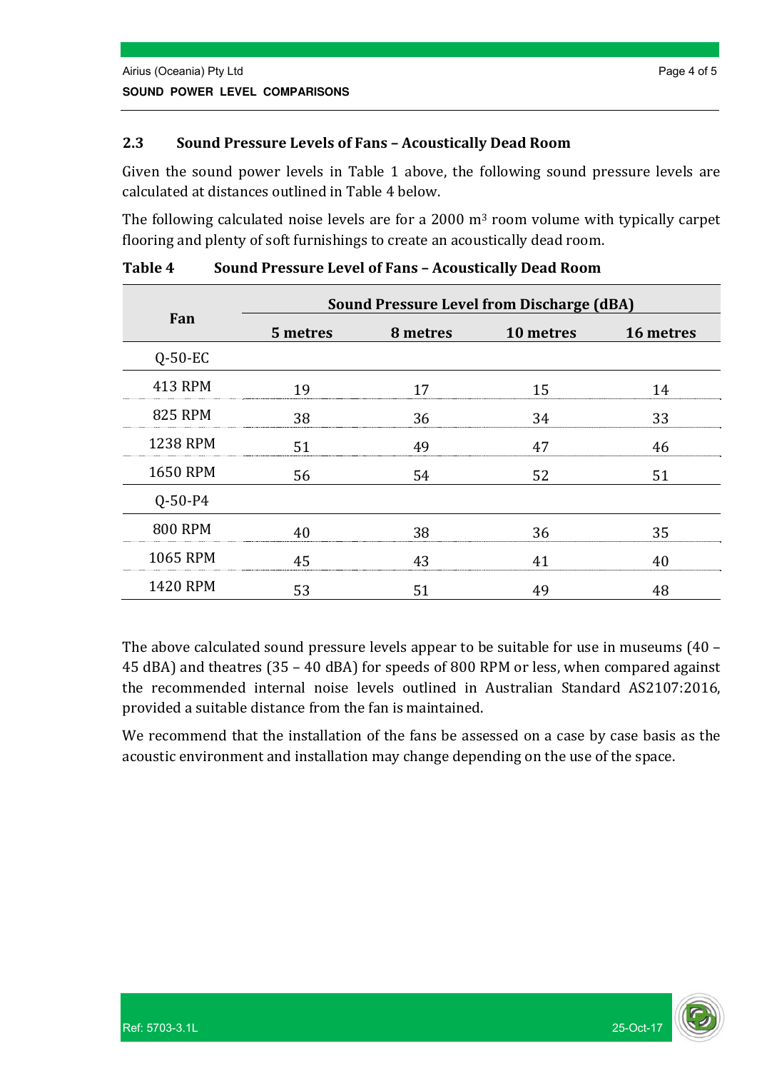### 2.3 Sound Pressure Levels of Fans – Acoustically Dead Room

Given the sound power levels in Table 1 above, the following sound pressure levels are calculated at distances outlined in Table 4 below.

The following calculated noise levels are for a 2000 $m^3$ room volume with typically carpet flooring and plenty of soft furnishings to create an acoustically dead room.

**Table 4 Sound Pressure Level of Fans – Acoustically Dead Room**

| Fan | Sound Pressure Level from Discharge (dBA) | | | |
|---|---|---|---|---|
| | 5 metres | 8 metres | 10 metres | 16 metres |
| Q-50-EC | | | | |
| 413 RPM | 19 | 17 | 15 | 14 |
| 825 RPM | 38 | 36 | 34 | 33 |
| 1238 RPM | 51 | 49 | 47 | 46 |
| 1650 RPM | 56 | 54 | 52 | 51 |
| Q-50-P4 | | | | |
| 800 RPM | 40 | 38 | 36 | 35 |
| 1065 RPM | 45 | 43 | 41 | 40 |
| 1420 RPM | 53 | 51 | 49 | 48 |

The above calculated sound pressure levels appear to be suitable for use in museums (40 – 45 dBA) and theatres (35 – 40 dBA) for speeds of 800 RPM or less, when compared against the recommended internal noise levels outlined in Australian Standard AS2107:2016, provided a suitable distance from the fan is maintained.

We recommend that the installation of the fans be assessed on a case by case basis as the acoustic environment and installation may change depending on the use of the space.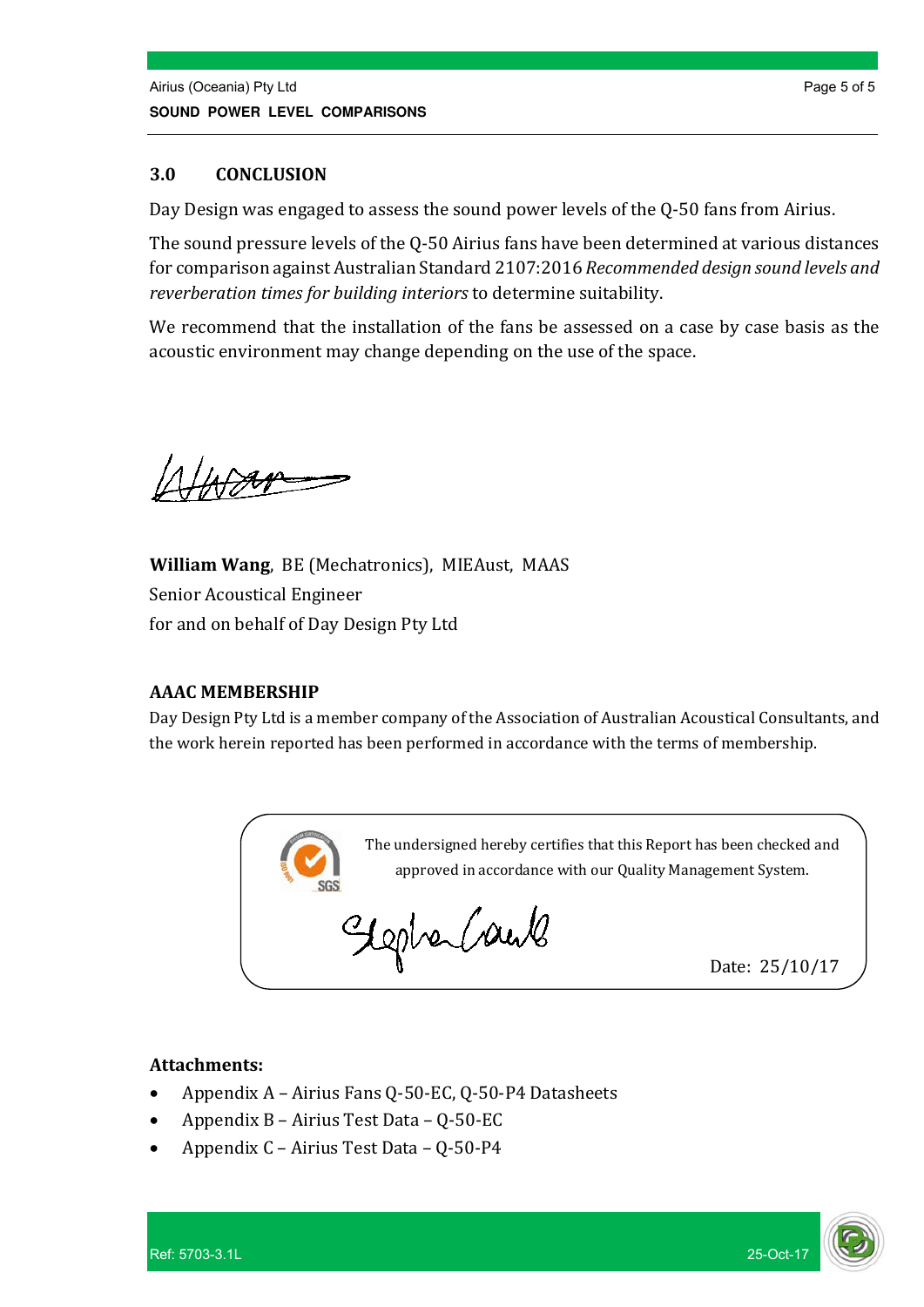## 3.0 CONCLUSION

Day Design was engaged to assess the sound power levels of the Q-50 fans from Airius.

The sound pressure levels of the Q-50 Airius fans have been determined at various distances for comparison against Australian Standard 2107:2016 *Recommended design sound levels and reverberation times for building interiors* to determine suitability.

We recommend that the installation of the fans be assessed on a case by case basis as the acoustic environment may change depending on the use of the space.

**William Wang**, BE (Mechatronics), MIEAust, MAAS
Senior Acoustical Engineer
for and on behalf of Day Design Pty Ltd

### AAAC MEMBERSHIP

Day Design Pty Ltd is a member company of the Association of Australian Acoustical Consultants, and the work herein reported has been performed in accordance with the terms of membership.

The undersigned hereby certifies that this Report has been checked and approved in accordance with our Quality Management System.

Date: 25/10/17

**Attachments:**

- Appendix A – Airius Fans Q-50-EC, Q-50-P4 Datasheets
- Appendix B – Airius Test Data – Q-50-EC
- Appendix C – Airius Test Data – Q-50-P4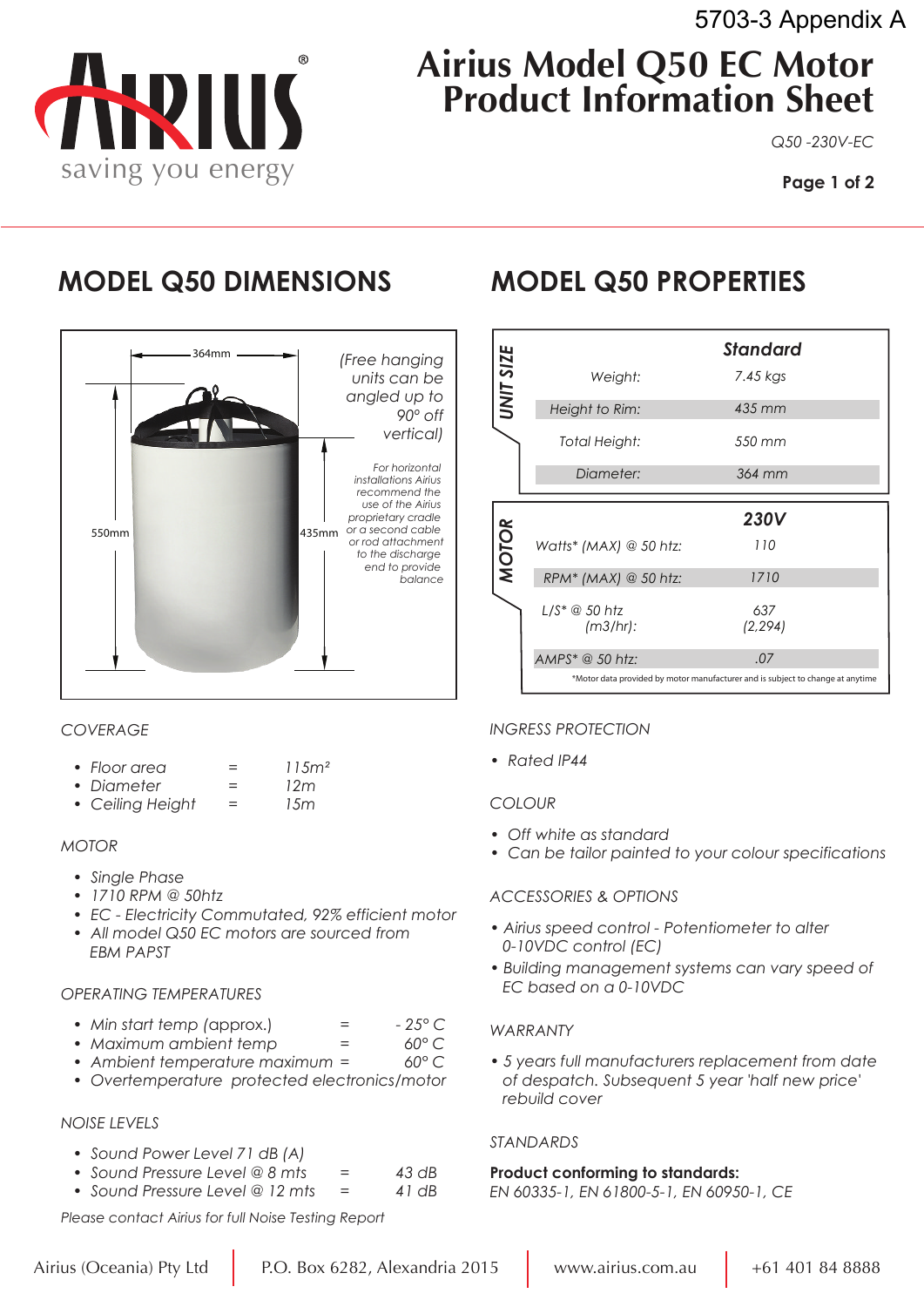5703-3 Appendix A

# Airius Model Q50 EC Motor Product Information Sheet

*Q50 -230V-EC*

**Page 1 of 2**

## MODEL Q50 DIMENSIONS

364mm

550mm

435mm

*(Free hanging units can be angled up to 90° off vertical)*

*For horizontal installations Airius recommend the use of the Airius proprietary cradle or a second cable or rod attachment to the discharge end to provide balance*

## MODEL Q50 PROPERTIES

| UNIT SIZE | | Standard |
|---|---|---|
| | Weight: | 7.45 kgs |
| | Height to Rim: | 435 mm |
| | Total Height: | 550 mm |
| | Diameter: | 364 mm |

| MOTOR | | 230V |
|---|---|---|
| | Watts* (MAX) @ 50 htz: | 110 |
| | RPM* (MAX) @ 50 htz: | 1710 |
| | L/S* @ 50 htz (m3/hr): | 637 (2,294) |
| | AMPS* @ 50 htz: | .07 |

*Motor data provided by motor manufacturer and is subject to change at anytime

### COVERAGE

- Floor area = 115m²
- Diameter = 12m
- Ceiling Height = 15m

### MOTOR

- Single Phase
- 1710 RPM @ 50htz
- EC - Electricity Commutated, 92% efficient motor
- All model Q50 EC motors are sourced from EBM PAPST

### OPERATING TEMPERATURES

- Min start temp (approx.) = - 25° C
- Maximum ambient temp = 60° C
- Ambient temperature maximum = 60° C
- Overtemperature protected electronics/motor

### NOISE LEVELS

- Sound Power Level 71 dB (A)
- Sound Pressure Level @ 8 mts = 43 dB
- Sound Pressure Level @ 12 mts = 41 dB

*Please contact Airius for full Noise Testing Report*

### INGRESS PROTECTION

- Rated IP44

### COLOUR

- Off white as standard
- Can be tailor painted to your colour specifications

### ACCESSORIES & OPTIONS

- Airius speed control - Potentiometer to alter 0-10VDC control (EC)
- Building management systems can vary speed of EC based on a 0-10VDC

### WARRANTY

- 5 years full manufacturers replacement from date of despatch. Subsequent 5 year 'half new price' rebuild cover

### STANDARDS

**Product conforming to standards:**
EN 60335-1, EN 61800-5-1, EN 60950-1, CE

Airius (Oceania) Pty Ltd | P.O. Box 6282, Alexandria 2015 | www.airius.com.au | +61 401 84 8888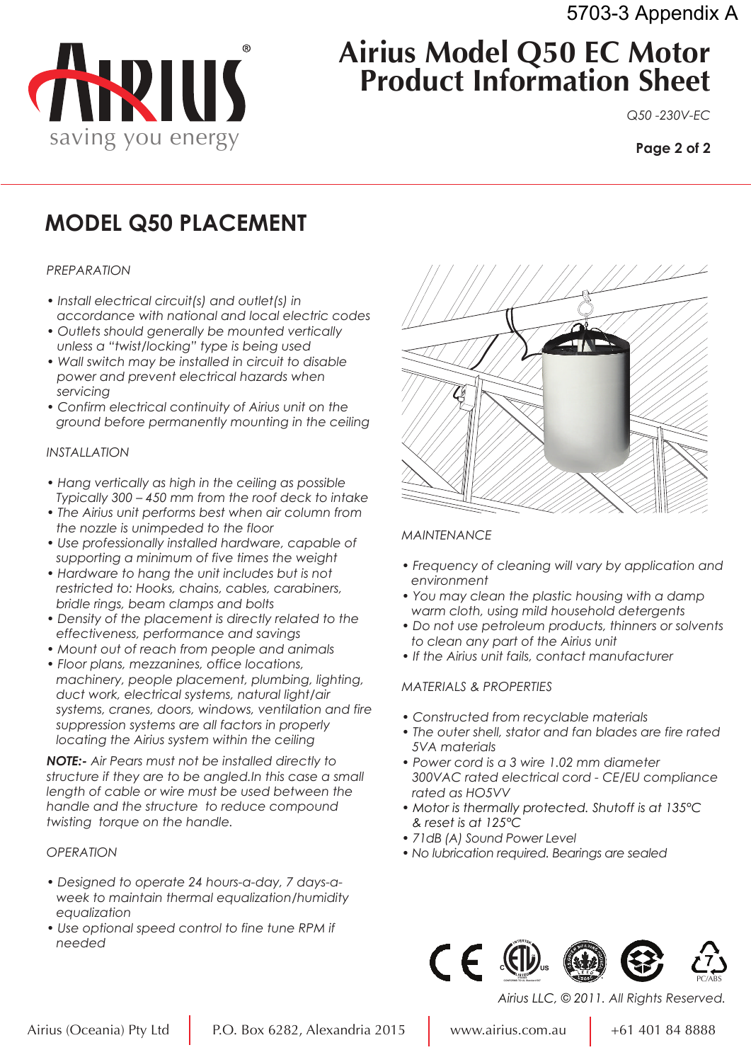5703-3 Appendix A

# Airius Model Q50 EC Motor Product Information Sheet

*Q50 -230V-EC*

## MODEL Q50 PLACEMENT

*PREPARATION*

- *Install electrical circuit(s) and outlet(s) in accordance with national and local electric codes*
- *Outlets should generally be mounted vertically unless a "twist/locking" type is being used*
- *Wall switch may be installed in circuit to disable power and prevent electrical hazards when servicing*
- *Confirm electrical continuity of Airius unit on the ground before permanently mounting in the ceiling*

*INSTALLATION*

- *Hang vertically as high in the ceiling as possible Typically 300 – 450 mm from the roof deck to intake*
- *The Airius unit performs best when air column from the nozzle is unimpeded to the floor*
- *Use professionally installed hardware, capable of supporting a minimum of five times the weight*
- *Hardware to hang the unit includes but is not restricted to: Hooks, chains, cables, carabiners, bridle rings, beam clamps and bolts*
- *Density of the placement is directly related to the effectiveness, performance and savings*
- *Mount out of reach from people and animals*
- *Floor plans, mezzanines, office locations, machinery, people placement, plumbing, lighting, duct work, electrical systems, natural light/air systems, cranes, doors, windows, ventilation and fire suppression systems are all factors in properly locating the Airius system within the ceiling*

***NOTE:-*** *Air Pears must not be installed directly to structure if they are to be angled.In this case a small length of cable or wire must be used between the handle and the structure to reduce compound twisting torque on the handle.*

*OPERATION*

- *Designed to operate 24 hours-a-day, 7 days-a-week to maintain thermal equalization/humidity equalization*
- *Use optional speed control to fine tune RPM if needed*

*MAINTENANCE*

- *Frequency of cleaning will vary by application and environment*
- *You may clean the plastic housing with a damp warm cloth, using mild household detergents*
- *Do not use petroleum products, thinners or solvents to clean any part of the Airius unit*
- *If the Airius unit fails, contact manufacturer*

*MATERIALS & PROPERTIES*

- *Constructed from recyclable materials*
- *The outer shell, stator and fan blades are fire rated 5VA materials*
- *Power cord is a 3 wire 1.02 mm diameter 300VAC rated electrical cord - CE/EU compliance rated as HO5VV*
- *Motor is thermally protected. Shutoff is at 135°C & reset is at 125°C*
- *71dB (A) Sound Power Level*
- *No lubrication required. Bearings are sealed*

PC/ABS

*Airius LLC, © 2011. All Rights Reserved.*

Airius (Oceania) Pty Ltd | P.O. Box 6282, Alexandria 2015 | www.airius.com.au | +61 401 84 8888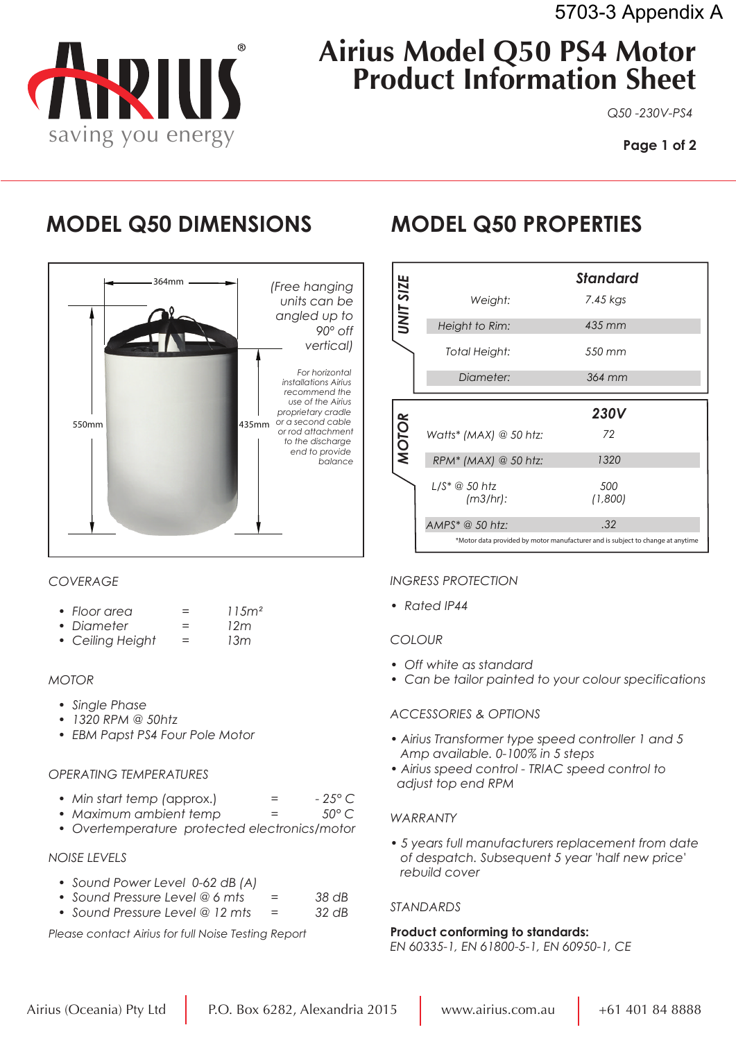5703-3 Appendix A

# Airius Model Q50 PS4 Motor Product Information Sheet

*Q50 -230V-PS4*

**Page 1 of 2**

## MODEL Q50 DIMENSIONS

364mm

550mm

435mm

(Free hanging units can be angled up to 90° off vertical)

For horizontal installations Airius recommend the use of the Airius proprietary cradle or a second cable or rod attachment to the discharge end to provide balance

## MODEL Q50 PROPERTIES

| UNIT SIZE | Standard |
|---|---|
| Weight: | 7.45 kgs |
| Height to Rim: | 435 mm |
| Total Height: | 550 mm |
| Diameter: | 364 mm |

| MOTOR | 230V |
|---|---|
| Watts* (MAX) @ 50 htz: | 72 |
| RPM* (MAX) @ 50 htz: | 1320 |
| L/S* @ 50 htz (m3/hr): | 500 (1,800) |
| AMPS* @ 50 htz: | .32 |

*Motor data provided by motor manufacturer and is subject to change at anytime

COVERAGE

- Floor area = 115m²
- Diameter = 12m
- Ceiling Height = 13m

MOTOR

- Single Phase
- 1320 RPM @ 50htz
- EBM Papst PS4 Four Pole Motor

OPERATING TEMPERATURES

- Min start temp (approx.) = - 25° C
- Maximum ambient temp = 50° C
- Overtemperature protected electronics/motor

NOISE LEVELS

- Sound Power Level 0-62 dB (A)
- Sound Pressure Level @ 6 mts = 38 dB
- Sound Pressure Level @ 12 mts = 32 dB

Please contact Airius for full Noise Testing Report

INGRESS PROTECTION

- Rated IP44

COLOUR

- Off white as standard
- Can be tailor painted to your colour specifications

ACCESSORIES & OPTIONS

- Airius Transformer type speed controller 1 and 5 Amp available. 0-100% in 5 steps
- Airius speed control - TRIAC speed control to adjust top end RPM

WARRANTY

- 5 years full manufacturers replacement from date of despatch. Subsequent 5 year 'half new price' rebuild cover

STANDARDS

**Product conforming to standards:**
EN 60335-1, EN 61800-5-1, EN 60950-1, CE

Airius (Oceania) Pty Ltd | P.O. Box 6282, Alexandria 2015 | www.airius.com.au | +61 401 84 8888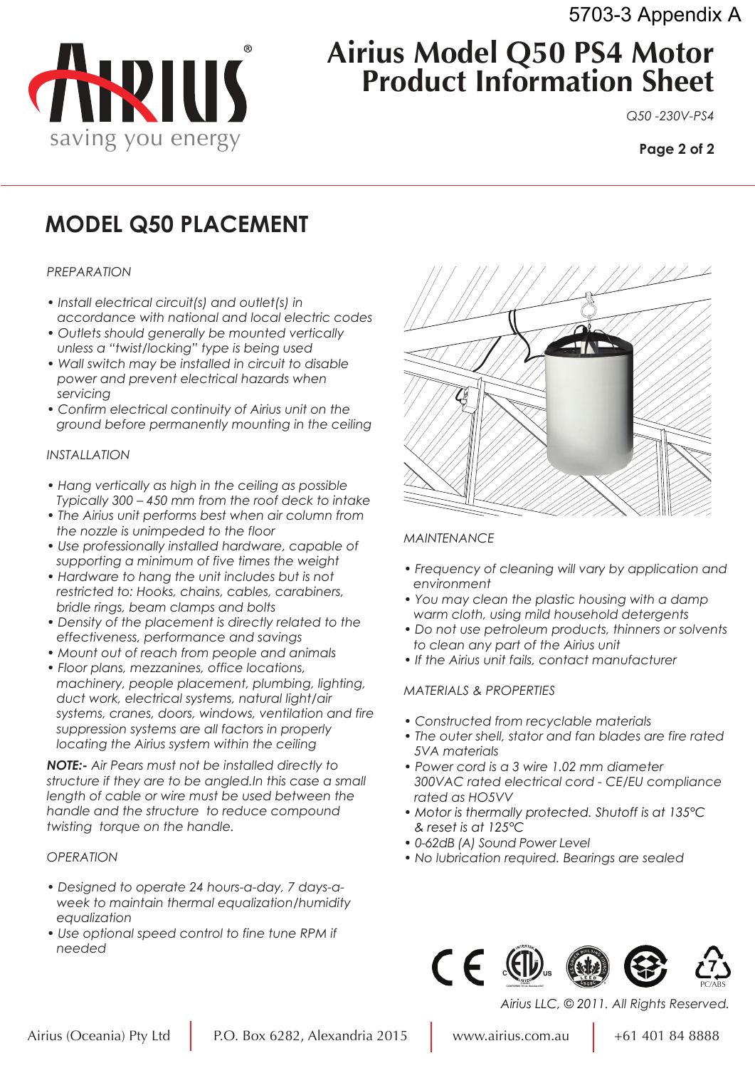5703-3 Appendix A

# Airius Model Q50 PS4 Motor Product Information Sheet

*Q50 -230V-PS4*

## MODEL Q50 PLACEMENT

*PREPARATION*

- *Install electrical circuit(s) and outlet(s) in accordance with national and local electric codes*
- *Outlets should generally be mounted vertically unless a "twist/locking" type is being used*
- *Wall switch may be installed in circuit to disable power and prevent electrical hazards when servicing*
- *Confirm electrical continuity of Airius unit on the ground before permanently mounting in the ceiling*

*INSTALLATION*

- *Hang vertically as high in the ceiling as possible Typically 300 – 450 mm from the roof deck to intake*
- *The Airius unit performs best when air column from the nozzle is unimpeded to the floor*
- *Use professionally installed hardware, capable of supporting a minimum of five times the weight*
- *Hardware to hang the unit includes but is not restricted to: Hooks, chains, cables, carabiners, bridle rings, beam clamps and bolts*
- *Density of the placement is directly related to the effectiveness, performance and savings*
- *Mount out of reach from people and animals*
- *Floor plans, mezzanines, office locations, machinery, people placement, plumbing, lighting, duct work, electrical systems, natural light/air systems, cranes, doors, windows, ventilation and fire suppression systems are all factors in properly locating the Airius system within the ceiling*

***NOTE:-*** *Air Pears must not be installed directly to structure if they are to be angled.In this case a small length of cable or wire must be used between the handle and the structure to reduce compound twisting torque on the handle.*

*OPERATION*

- *Designed to operate 24 hours-a-day, 7 days-a-week to maintain thermal equalization/humidity equalization*
- *Use optional speed control to fine tune RPM if needed*

*MAINTENANCE*

- *Frequency of cleaning will vary by application and environment*
- *You may clean the plastic housing with a damp warm cloth, using mild household detergents*
- *Do not use petroleum products, thinners or solvents to clean any part of the Airius unit*
- *If the Airius unit fails, contact manufacturer*

*MATERIALS & PROPERTIES*

- *Constructed from recyclable materials*
- *The outer shell, stator and fan blades are fire rated 5VA materials*
- *Power cord is a 3 wire 1.02 mm diameter 300VAC rated electrical cord - CE/EU compliance rated as HO5VV*
- *Motor is thermally protected. Shutoff is at 135°C & reset is at 125°C*
- *0-62dB (A) Sound Power Level*
- *No lubrication required. Bearings are sealed*

PC/ABS

*Airius LLC, © 2011. All Rights Reserved.*

Airius (Oceania) Pty Ltd | P.O. Box 6282, Alexandria 2015 | www.airius.com.au | +61 401 84 8888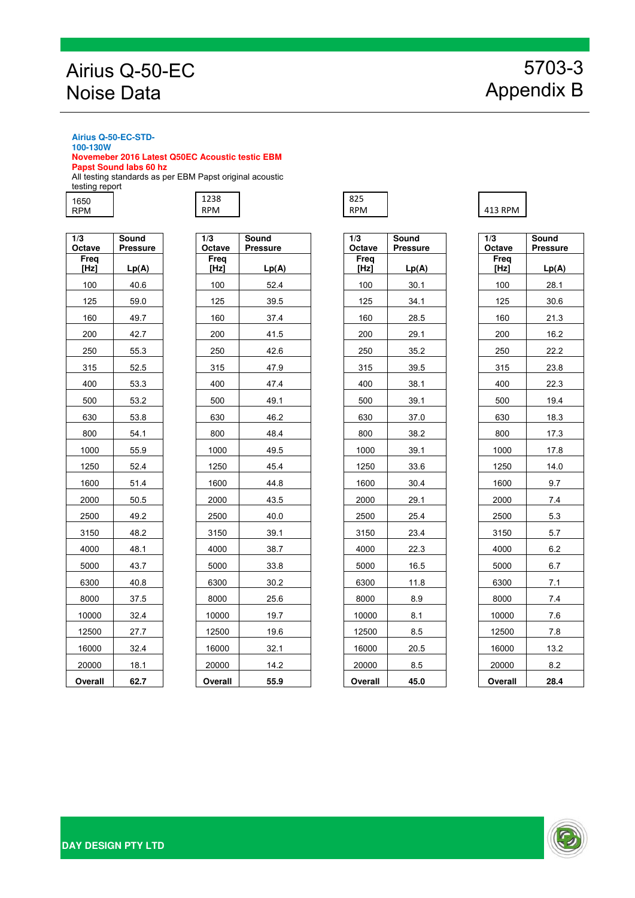# Airius Q-50-EC Noise Data

## 5703-3 Appendix B

**Airius Q-50-EC-STD-100-130W**

**Novemeber 2016 Latest Q50EC Acoustic testic EBM Papst Sound labs 60 hz**

All testing standards as per EBM Papst original acoustic testing report

**1650 RPM**

| 1/3 Octave Freq [Hz] | Sound Pressure Lp(A) |
|---|---|
| 100 | 40.6 |
| 125 | 59.0 |
| 160 | 49.7 |
| 200 | 42.7 |
| 250 | 55.3 |
| 315 | 52.5 |
| 400 | 53.3 |
| 500 | 53.2 |
| 630 | 53.8 |
| 800 | 54.1 |
| 1000 | 55.9 |
| 1250 | 52.4 |
| 1600 | 51.4 |
| 2000 | 50.5 |
| 2500 | 49.2 |
| 3150 | 48.2 |
| 4000 | 48.1 |
| 5000 | 43.7 |
| 6300 | 40.8 |
| 8000 | 37.5 |
| 10000 | 32.4 |
| 12500 | 27.7 |
| 16000 | 32.4 |
| 20000 | 18.1 |
| **Overall** | **62.7** |

**1238 RPM**

| 1/3 Octave Freq [Hz] | Sound Pressure Lp(A) |
|---|---|
| 100 | 52.4 |
| 125 | 39.5 |
| 160 | 37.4 |
| 200 | 41.5 |
| 250 | 42.6 |
| 315 | 47.9 |
| 400 | 47.4 |
| 500 | 49.1 |
| 630 | 46.2 |
| 800 | 48.4 |
| 1000 | 49.5 |
| 1250 | 45.4 |
| 1600 | 44.8 |
| 2000 | 43.5 |
| 2500 | 40.0 |
| 3150 | 39.1 |
| 4000 | 38.7 |
| 5000 | 33.8 |
| 6300 | 30.2 |
| 8000 | 25.6 |
| 10000 | 19.7 |
| 12500 | 19.6 |
| 16000 | 32.1 |
| 20000 | 14.2 |
| **Overall** | **55.9** |

**825 RPM**

| 1/3 Octave Freq [Hz] | Sound Pressure Lp(A) |
|---|---|
| 100 | 30.1 |
| 125 | 34.1 |
| 160 | 28.5 |
| 200 | 29.1 |
| 250 | 35.2 |
| 315 | 39.5 |
| 400 | 38.1 |
| 500 | 39.1 |
| 630 | 37.0 |
| 800 | 38.2 |
| 1000 | 39.1 |
| 1250 | 33.6 |
| 1600 | 30.4 |
| 2000 | 29.1 |
| 2500 | 25.4 |
| 3150 | 23.4 |
| 4000 | 22.3 |
| 5000 | 16.5 |
| 6300 | 11.8 |
| 8000 | 8.9 |
| 10000 | 8.1 |
| 12500 | 8.5 |
| 16000 | 20.5 |
| 20000 | 8.5 |
| **Overall** | **45.0** |

**413 RPM**

| 1/3 Octave Freq [Hz] | Sound Pressure Lp(A) |
|---|---|
| 100 | 28.1 |
| 125 | 30.6 |
| 160 | 21.3 |
| 200 | 16.2 |
| 250 | 22.2 |
| 315 | 23.8 |
| 400 | 22.3 |
| 500 | 19.4 |
| 630 | 18.3 |
| 800 | 17.3 |
| 1000 | 17.8 |
| 1250 | 14.0 |
| 1600 | 9.7 |
| 2000 | 7.4 |
| 2500 | 5.3 |
| 3150 | 5.7 |
| 4000 | 6.2 |
| 5000 | 6.7 |
| 6300 | 7.1 |
| 8000 | 7.4 |
| 10000 | 7.6 |
| 12500 | 7.8 |
| 16000 | 13.2 |
| 20000 | 8.2 |
| **Overall** | **28.4** |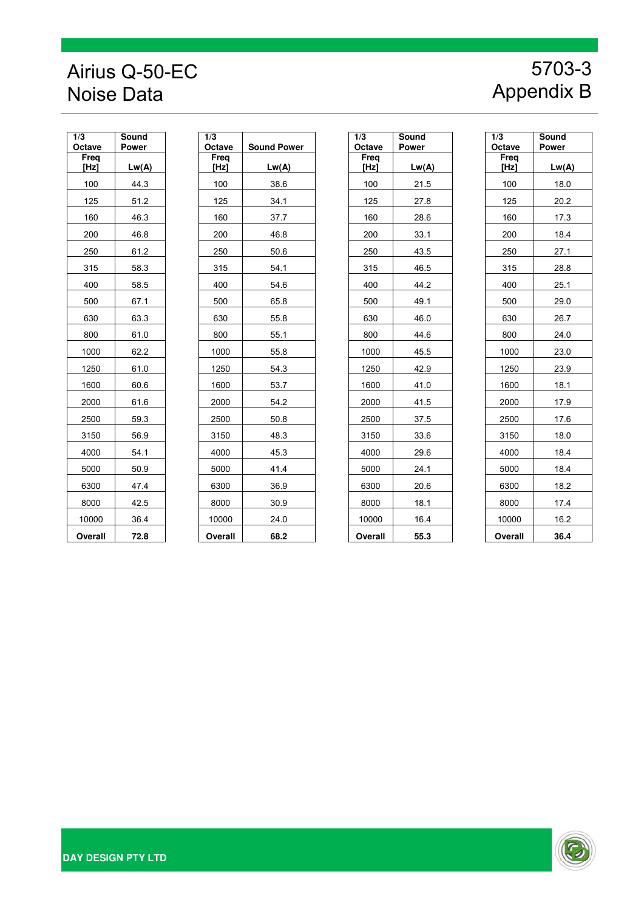# Airius Q-50-EC Noise Data

## 5703-3 Appendix B

| 1/3 Octave Freq [Hz] | Sound Power Lw(A) |
|---|---|
| 100 | 44.3 |
| 125 | 51.2 |
| 160 | 46.3 |
| 200 | 46.8 |
| 250 | 61.2 |
| 315 | 58.3 |
| 400 | 58.5 |
| 500 | 67.1 |
| 630 | 63.3 |
| 800 | 61.0 |
| 1000 | 62.2 |
| 1250 | 61.0 |
| 1600 | 60.6 |
| 2000 | 61.6 |
| 2500 | 59.3 |
| 3150 | 56.9 |
| 4000 | 54.1 |
| 5000 | 50.9 |
| 6300 | 47.4 |
| 8000 | 42.5 |
| 10000 | 36.4 |
| **Overall** | **72.8** |

| 1/3 Octave Freq [Hz] | Sound Power Lw(A) |
|---|---|
| 100 | 38.6 |
| 125 | 34.1 |
| 160 | 37.7 |
| 200 | 46.8 |
| 250 | 50.6 |
| 315 | 54.1 |
| 400 | 54.6 |
| 500 | 65.8 |
| 630 | 55.8 |
| 800 | 55.1 |
| 1000 | 55.8 |
| 1250 | 54.3 |
| 1600 | 53.7 |
| 2000 | 54.2 |
| 2500 | 50.8 |
| 3150 | 48.3 |
| 4000 | 45.3 |
| 5000 | 41.4 |
| 6300 | 36.9 |
| 8000 | 30.9 |
| 10000 | 24.0 |
| **Overall** | **68.2** |

| 1/3 Octave Freq [Hz] | Sound Power Lw(A) |
|---|---|
| 100 | 21.5 |
| 125 | 27.8 |
| 160 | 28.6 |
| 200 | 33.1 |
| 250 | 43.5 |
| 315 | 46.5 |
| 400 | 44.2 |
| 500 | 49.1 |
| 630 | 46.0 |
| 800 | 44.6 |
| 1000 | 45.5 |
| 1250 | 42.9 |
| 1600 | 41.0 |
| 2000 | 41.5 |
| 2500 | 37.5 |
| 3150 | 33.6 |
| 4000 | 29.6 |
| 5000 | 24.1 |
| 6300 | 20.6 |
| 8000 | 18.1 |
| 10000 | 16.4 |
| **Overall** | **55.3** |

| 1/3 Octave Freq [Hz] | Sound Power Lw(A) |
|---|---|
| 100 | 18.0 |
| 125 | 20.2 |
| 160 | 17.3 |
| 200 | 18.4 |
| 250 | 27.1 |
| 315 | 28.8 |
| 400 | 25.1 |
| 500 | 29.0 |
| 630 | 26.7 |
| 800 | 24.0 |
| 1000 | 23.0 |
| 1250 | 23.9 |
| 1600 | 18.1 |
| 2000 | 17.9 |
| 2500 | 17.6 |
| 3150 | 18.0 |
| 4000 | 18.4 |
| 5000 | 18.4 |
| 6300 | 18.2 |
| 8000 | 17.4 |
| 10000 | 16.2 |
| **Overall** | **36.4** |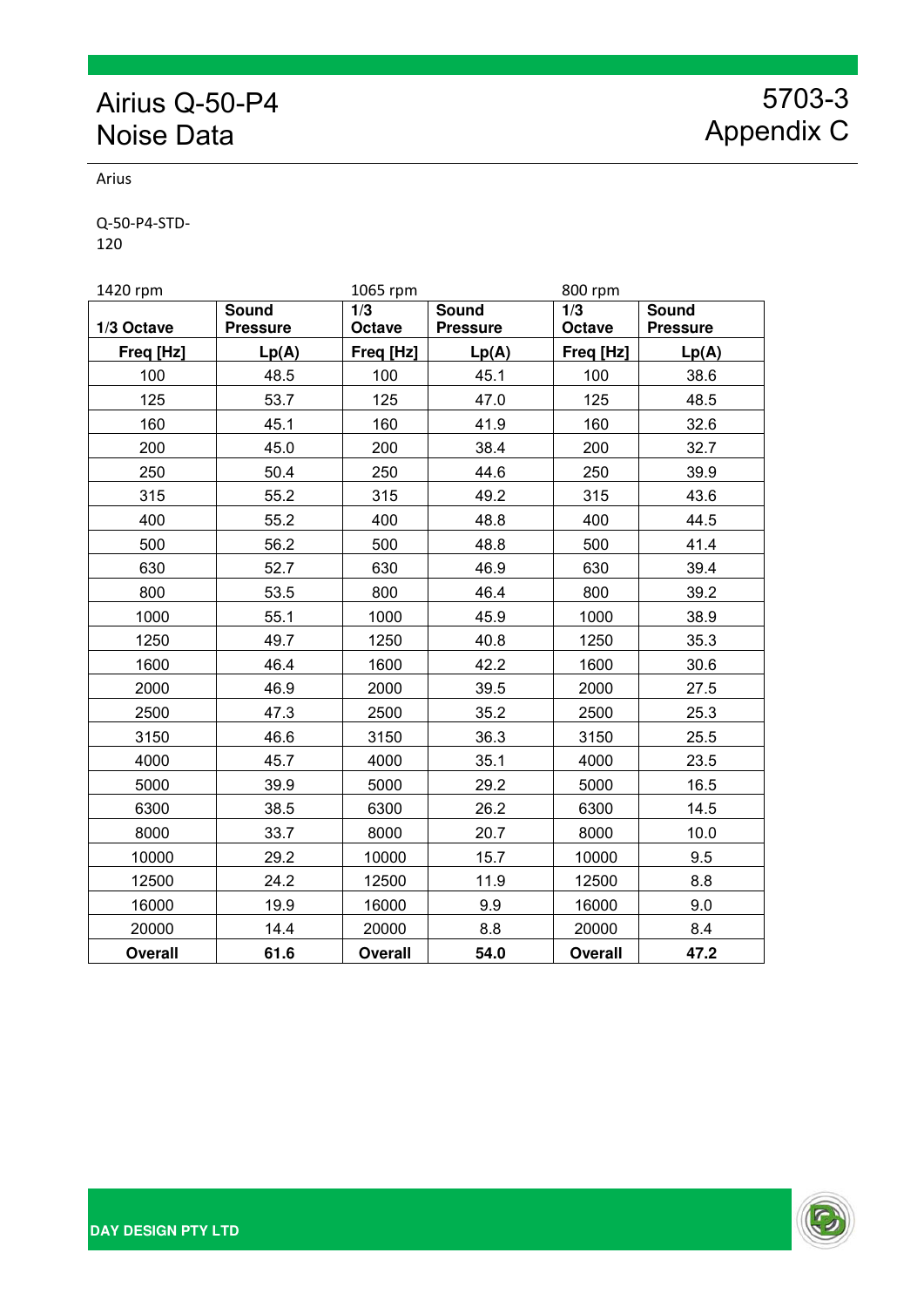# Airius Q-50-P4 Noise Data

5703-3
Appendix C

Arius

Q-50-P4-STD-
120

| 1420 rpm | | 1065 rpm | | 800 rpm | |
|---|---|---|---|---|---|
| 1/3 Octave | Sound Pressure | 1/3 Octave | Sound Pressure | 1/3 Octave | Sound Pressure |
| **Freq [Hz]** | **Lp(A)** | **Freq [Hz]** | **Lp(A)** | **Freq [Hz]** | **Lp(A)** |
| 100 | 48.5 | 100 | 45.1 | 100 | 38.6 |
| 125 | 53.7 | 125 | 47.0 | 125 | 48.5 |
| 160 | 45.1 | 160 | 41.9 | 160 | 32.6 |
| 200 | 45.0 | 200 | 38.4 | 200 | 32.7 |
| 250 | 50.4 | 250 | 44.6 | 250 | 39.9 |
| 315 | 55.2 | 315 | 49.2 | 315 | 43.6 |
| 400 | 55.2 | 400 | 48.8 | 400 | 44.5 |
| 500 | 56.2 | 500 | 48.8 | 500 | 41.4 |
| 630 | 52.7 | 630 | 46.9 | 630 | 39.4 |
| 800 | 53.5 | 800 | 46.4 | 800 | 39.2 |
| 1000 | 55.1 | 1000 | 45.9 | 1000 | 38.9 |
| 1250 | 49.7 | 1250 | 40.8 | 1250 | 35.3 |
| 1600 | 46.4 | 1600 | 42.2 | 1600 | 30.6 |
| 2000 | 46.9 | 2000 | 39.5 | 2000 | 27.5 |
| 2500 | 47.3 | 2500 | 35.2 | 2500 | 25.3 |
| 3150 | 46.6 | 3150 | 36.3 | 3150 | 25.5 |
| 4000 | 45.7 | 4000 | 35.1 | 4000 | 23.5 |
| 5000 | 39.9 | 5000 | 29.2 | 5000 | 16.5 |
| 6300 | 38.5 | 6300 | 26.2 | 6300 | 14.5 |
| 8000 | 33.7 | 8000 | 20.7 | 8000 | 10.0 |
| 10000 | 29.2 | 10000 | 15.7 | 10000 | 9.5 |
| 12500 | 24.2 | 12500 | 11.9 | 12500 | 8.8 |
| 16000 | 19.9 | 16000 | 9.9 | 16000 | 9.0 |
| 20000 | 14.4 | 20000 | 8.8 | 20000 | 8.4 |
| **Overall** | **61.6** | **Overall** | **54.0** | **Overall** | **47.2** |

DAY DESIGN PTY LTD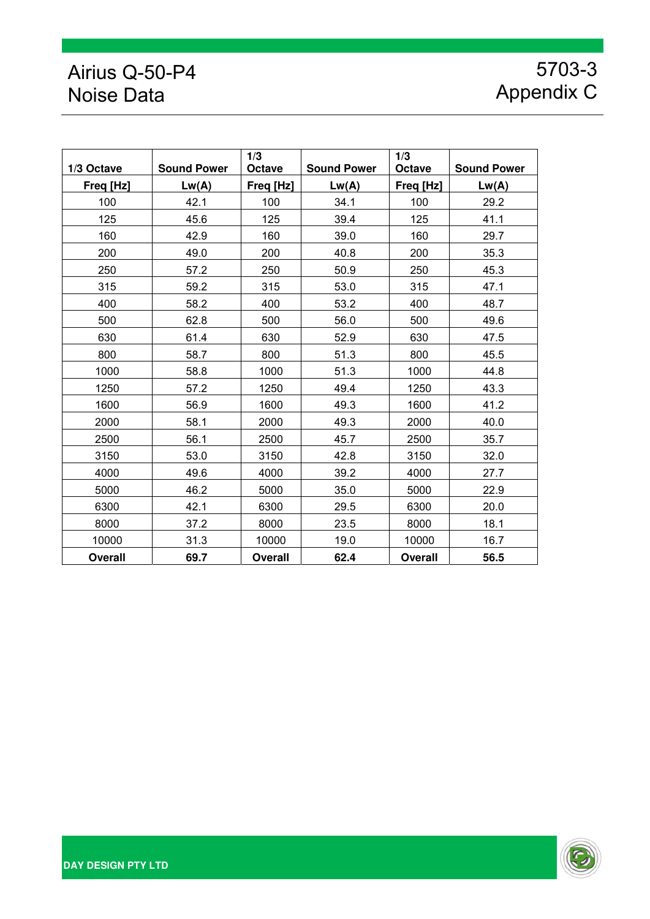# Airius Q-50-P4 Noise Data

5703-3
Appendix C

| 1/3 Octave | Sound Power | 1/3 Octave | Sound Power | 1/3 Octave | Sound Power |
|---|---|---|---|---|---|
| **Freq [Hz]** | **Lw(A)** | **Freq [Hz]** | **Lw(A)** | **Freq [Hz]** | **Lw(A)** |
| 100 | 42.1 | 100 | 34.1 | 100 | 29.2 |
| 125 | 45.6 | 125 | 39.4 | 125 | 41.1 |
| 160 | 42.9 | 160 | 39.0 | 160 | 29.7 |
| 200 | 49.0 | 200 | 40.8 | 200 | 35.3 |
| 250 | 57.2 | 250 | 50.9 | 250 | 45.3 |
| 315 | 59.2 | 315 | 53.0 | 315 | 47.1 |
| 400 | 58.2 | 400 | 53.2 | 400 | 48.7 |
| 500 | 62.8 | 500 | 56.0 | 500 | 49.6 |
| 630 | 61.4 | 630 | 52.9 | 630 | 47.5 |
| 800 | 58.7 | 800 | 51.3 | 800 | 45.5 |
| 1000 | 58.8 | 1000 | 51.3 | 1000 | 44.8 |
| 1250 | 57.2 | 1250 | 49.4 | 1250 | 43.3 |
| 1600 | 56.9 | 1600 | 49.3 | 1600 | 41.2 |
| 2000 | 58.1 | 2000 | 49.3 | 2000 | 40.0 |
| 2500 | 56.1 | 2500 | 45.7 | 2500 | 35.7 |
| 3150 | 53.0 | 3150 | 42.8 | 3150 | 32.0 |
| 4000 | 49.6 | 4000 | 39.2 | 4000 | 27.7 |
| 5000 | 46.2 | 5000 | 35.0 | 5000 | 22.9 |
| 6300 | 42.1 | 6300 | 29.5 | 6300 | 20.0 |
| 8000 | 37.2 | 8000 | 23.5 | 8000 | 18.1 |
| 10000 | 31.3 | 10000 | 19.0 | 10000 | 16.7 |
| **Overall** | **69.7** | **Overall** | **62.4** | **Overall** | **56.5** |